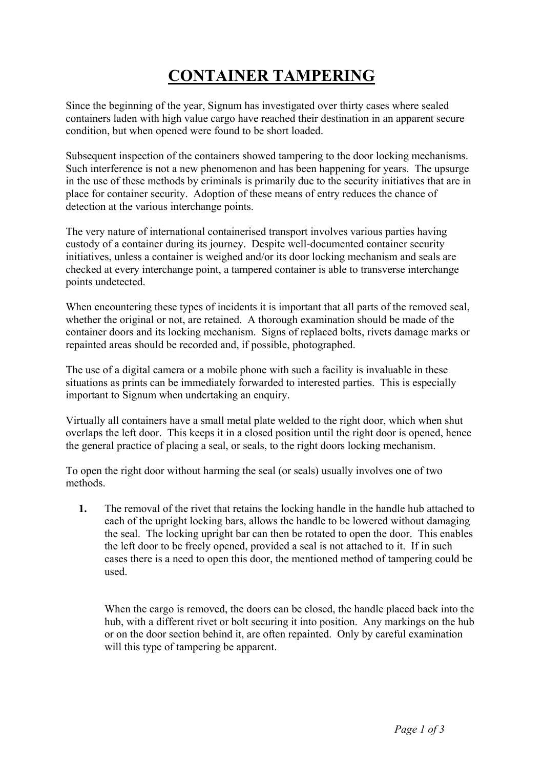# CONTAINER TAMPERING

Since the beginning of the year, Signum has investigated over thirty cases where sealed containers laden with high value cargo have reached their destination in an apparent secure condition, but when opened were found to be short loaded.

Subsequent inspection of the containers showed tampering to the door locking mechanisms. Such interference is not a new phenomenon and has been happening for years. The upsurge in the use of these methods by criminals is primarily due to the security initiatives that are in place for container security. Adoption of these means of entry reduces the chance of detection at the various interchange points.

The very nature of international containerised transport involves various parties having custody of a container during its journey. Despite well-documented container security initiatives, unless a container is weighed and/or its door locking mechanism and seals are checked at every interchange point, a tampered container is able to transverse interchange points undetected.

When encountering these types of incidents it is important that all parts of the removed seal, whether the original or not, are retained. A thorough examination should be made of the container doors and its locking mechanism. Signs of replaced bolts, rivets damage marks or repainted areas should be recorded and, if possible, photographed.

The use of a digital camera or a mobile phone with such a facility is invaluable in these situations as prints can be immediately forwarded to interested parties. This is especially important to Signum when undertaking an enquiry.

Virtually all containers have a small metal plate welded to the right door, which when shut overlaps the left door. This keeps it in a closed position until the right door is opened, hence the general practice of placing a seal, or seals, to the right doors locking mechanism.

To open the right door without harming the seal (or seals) usually involves one of two methods.

1. The removal of the rivet that retains the locking handle in the handle hub attached to each of the upright locking bars, allows the handle to be lowered without damaging the seal. The locking upright bar can then be rotated to open the door. This enables the left door to be freely opened, provided a seal is not attached to it. If in such cases there is a need to open this door, the mentioned method of tampering could be used.

   When the cargo is removed, the doors can be closed, the handle placed back into the hub, with a different rivet or bolt securing it into position. Any markings on the hub or on the door section behind it, are often repainted. Only by careful examination will this type of tampering be apparent.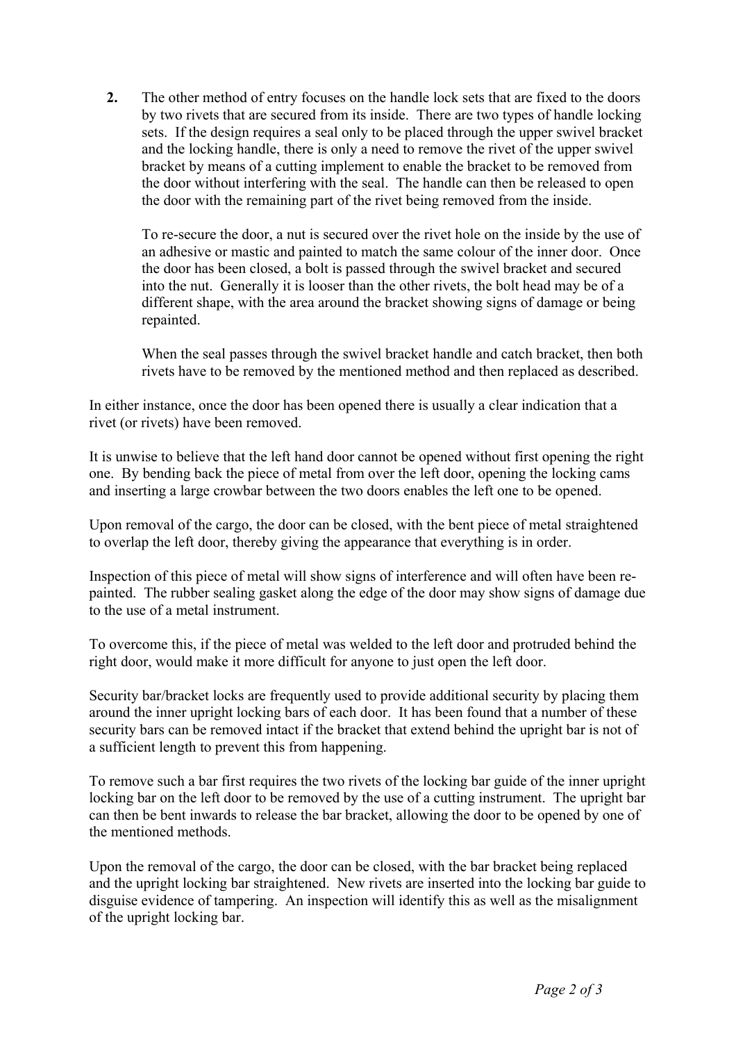2. The other method of entry focuses on the handle lock sets that are fixed to the doors by two rivets that are secured from its inside. There are two types of handle locking sets. If the design requires a seal only to be placed through the upper swivel bracket and the locking handle, there is only a need to remove the rivet of the upper swivel bracket by means of a cutting implement to enable the bracket to be removed from the door without interfering with the seal. The handle can then be released to open the door with the remaining part of the rivet being removed from the inside.

   To re-secure the door, a nut is secured over the rivet hole on the inside by the use of an adhesive or mastic and painted to match the same colour of the inner door. Once the door has been closed, a bolt is passed through the swivel bracket and secured into the nut. Generally it is looser than the other rivets, the bolt head may be of a different shape, with the area around the bracket showing signs of damage or being repainted.

   When the seal passes through the swivel bracket handle and catch bracket, then both rivets have to be removed by the mentioned method and then replaced as described.

In either instance, once the door has been opened there is usually a clear indication that a rivet (or rivets) have been removed.

It is unwise to believe that the left hand door cannot be opened without first opening the right one. By bending back the piece of metal from over the left door, opening the locking cams and inserting a large crowbar between the two doors enables the left one to be opened.

Upon removal of the cargo, the door can be closed, with the bent piece of metal straightened to overlap the left door, thereby giving the appearance that everything is in order.

Inspection of this piece of metal will show signs of interference and will often have been re-painted. The rubber sealing gasket along the edge of the door may show signs of damage due to the use of a metal instrument.

To overcome this, if the piece of metal was welded to the left door and protruded behind the right door, would make it more difficult for anyone to just open the left door.

Security bar/bracket locks are frequently used to provide additional security by placing them around the inner upright locking bars of each door. It has been found that a number of these security bars can be removed intact if the bracket that extend behind the upright bar is not of a sufficient length to prevent this from happening.

To remove such a bar first requires the two rivets of the locking bar guide of the inner upright locking bar on the left door to be removed by the use of a cutting instrument. The upright bar can then be bent inwards to release the bar bracket, allowing the door to be opened by one of the mentioned methods.

Upon the removal of the cargo, the door can be closed, with the bar bracket being replaced and the upright locking bar straightened. New rivets are inserted into the locking bar guide to disguise evidence of tampering. An inspection will identify this as well as the misalignment of the upright locking bar.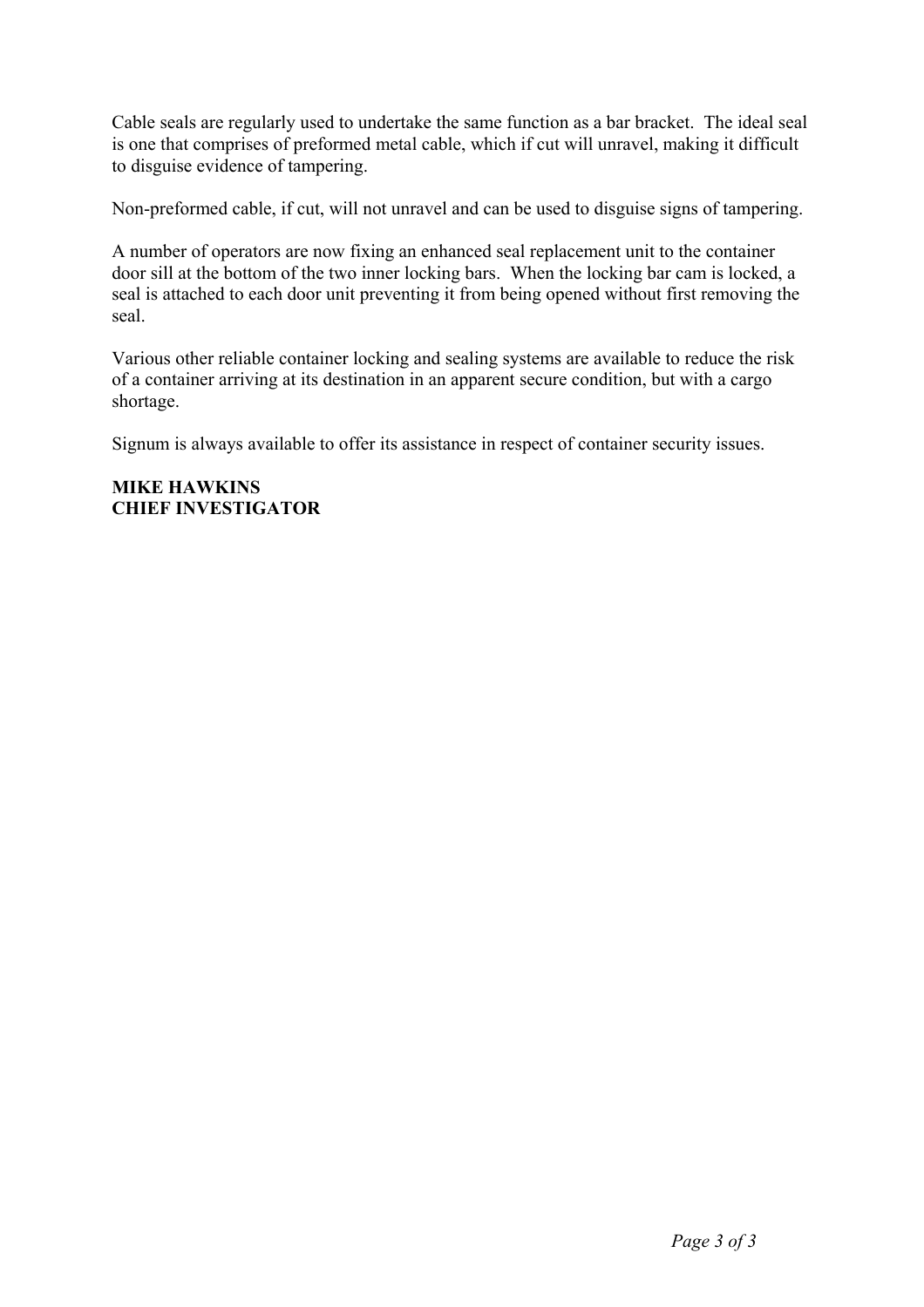Cable seals are regularly used to undertake the same function as a bar bracket. The ideal seal is one that comprises of preformed metal cable, which if cut will unravel, making it difficult to disguise evidence of tampering.

Non-preformed cable, if cut, will not unravel and can be used to disguise signs of tampering.

A number of operators are now fixing an enhanced seal replacement unit to the container door sill at the bottom of the two inner locking bars. When the locking bar cam is locked, a seal is attached to each door unit preventing it from being opened without first removing the seal.

Various other reliable container locking and sealing systems are available to reduce the risk of a container arriving at its destination in an apparent secure condition, but with a cargo shortage.

Signum is always available to offer its assistance in respect of container security issues.

**MIKE HAWKINS**
**CHIEF INVESTIGATOR**